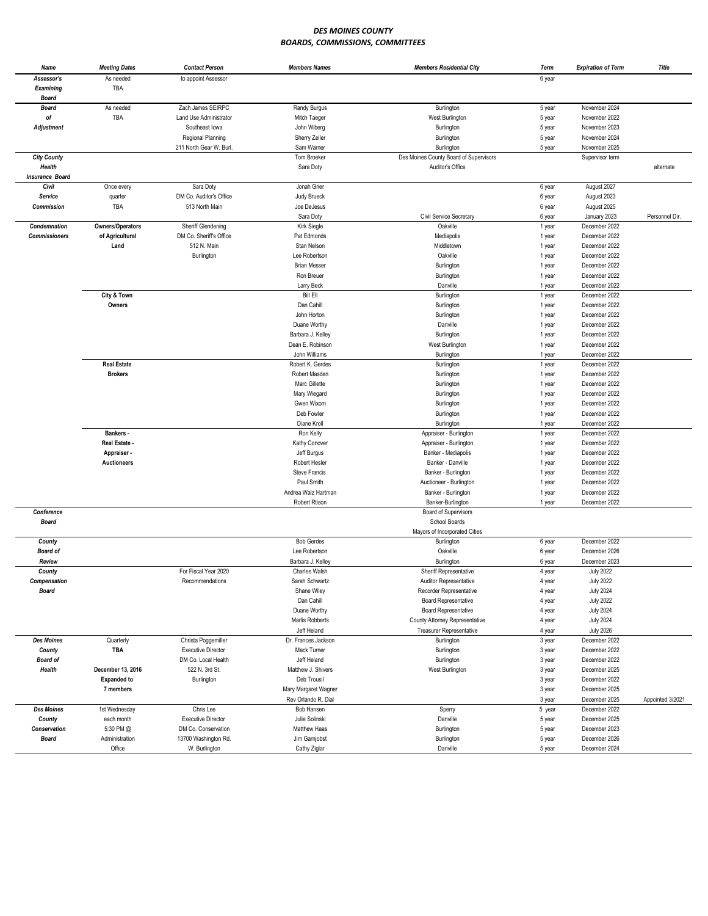# DES MOINES COUNTY
## BOARDS, COMMISSIONS, COMMITTEES

| Name | Meeting Dates | Contact Person | Members Names | Members Residential City | Term | Expiration of Term | Title |
|---|---|---|---|---|---|---|---|
| Assessor's | As needed | to appoint Assessor | | | 6 year | | |
| Examining | TBA | | | | | | |
| Board | | | | | | | |
| Board | As needed | Zach James SEIRPC | Randy Burgus | Burlington | 5 year | November 2024 | |
| of | TBA | Land Use Administrator | Mitch Taeger | West Burlington | 5 year | November 2022 | |
| Adjustment | | Southeast Iowa | John Wiberg | Burlington | 5 year | November 2023 | |
| | | Regional Planning | Sherry Zeller | Burlington | 5 year | November 2024 | |
| | | 211 North Gear W. Burl. | Sam Warner | Burlington | 5 year | November 2025 | |
| City County | | | Tom Broeker | Des Moines County Board of Supervisors | | Supervisor term | |
| Health | | | Sara Doty | Auditor's Office | | | alternate |
| Insurance Board | | | | | | | |
| Civil | Once every | Sara Doty | Jonah Grier | | 6 year | August 2027 | |
| Service | quarter | DM Co. Auditor's Office | Judy Brueck | | 6 year | August 2023 | |
| Commission | TBA | 513 North Main | Joe DeJesus | | 6 year | August 2025 | |
| | | | Sara Doty | Civil Service Secretary | 6 year | January 2023 | Personnel Dir. |
| Condemnation | Owners/Operators | Sheriff Glendening | Kirk Siegle | Oakville | 1 year | December 2022 | |
| Commissioners | of Agricultural | DM Co. Sheriff's Office | Pat Edmonds | Mediapolis | 1 year | December 2022 | |
| | Land | 512 N. Main | Stan Nelson | Middletown | 1 year | December 2022 | |
| | | Burlington | Lee Robertson | Oakville | 1 year | December 2022 | |
| | | | Brian Messer | Burlington | 1 year | December 2022 | |
| | | | Ron Breuer | Burlington | 1 year | December 2022 | |
| | | | Larry Beck | Danville | 1 year | December 2022 | |
| | City & Town | | Bill Ell | Burlington | 1 year | December 2022 | |
| | Owners | | Dan Cahill | Burlington | 1 year | December 2022 | |
| | | | John Horton | Burlington | 1 year | December 2022 | |
| | | | Duane Worthy | Danville | 1 year | December 2022 | |
| | | | Barbara J. Kelley | Burlington | 1 year | December 2022 | |
| | | | Dean E. Robinson | West Burlington | 1 year | December 2022 | |
| | | | John Williams | Burlington | 1 year | December 2022 | |
| | Real Estate | | Robert K. Gerdes | Burlington | 1 year | December 2022 | |
| | Brokers | | Robert Masden | Burlington | 1 year | December 2022 | |
| | | | Marc Gillette | Burlington | 1 year | December 2022 | |
| | | | Mary Wiegard | Burlington | 1 year | December 2022 | |
| | | | Gwen Wixom | Burlington | 1 year | December 2022 | |
| | | | Deb Fowler | Burlington | 1 year | December 2022 | |
| | | | Diane Kroll | Burlington | 1 year | December 2022 | |
| | Bankers - | | Ron Kelly | Appraiser - Burlington | 1 year | December 2022 | |
| | Real Estate - | | Kathy Conover | Appraiser - Burlington | 1 year | December 2022 | |
| | Appraiser - | | Jeff Burgus | Banker - Mediapolis | 1 year | December 2022 | |
| | Auctioneers | | Robert Hesler | Banker - Danville | 1 year | December 2022 | |
| | | | Steve Francis | Banker - Burlington | 1 year | December 2022 | |
| | | | Paul Smith | Auctioneer - Burlington | 1 year | December 2022 | |
| | | | Andrea Walz Hartman | Banker - Burlington | 1 year | December 2022 | |
| | | | Robert Rtison | Banker-Burlington | 1 year | December 2022 | |
| Conference | | | | Board of Supervisors | | | |
| Board | | | | School Boards | | | |
| | | | | Mayors of Incorporated Cities | | | |
| County | | | Bob Gerdes | Burlington | 6 year | December 2022 | |
| Board of | | | Lee Robertson | Oakville | 6 year | December 2026 | |
| Review | | | Barbara J. Kelley | Burlington | 6 year | December 2023 | |
| County | | For Fiscal Year 2020 | Charles Walsh | Sheriff Representative | 4 year | July 2022 | |
| Compensation | | Recommendations | Sarah Schwartz | Auditor Representative | 4 year | July 2022 | |
| Board | | | Shane Wiley | Recorder Representative | 4 year | July 2024 | |
| | | | Dan Cahill | Board Representative | 4 year | July 2022 | |
| | | | Duane Worthy | Board Representative | 4 year | July 2024 | |
| | | | Marlis Robberts | County Attorney Representative | 4 year | July 2024 | |
| | | | Jeff Heland | Treasurer Representative | 4 year | July 2026 | |
| Des Moines | Quarterly | Christa Poggemiller | Dr. Frances Jackson | Burlington | 3 year | December 2022 | |
| County | TBA | Executive Director | Mack Turner | Burlington | 3 year | December 2022 | |
| Board of | | DM Co. Local Health | Jeff Heland | Burlington | 3 year | December 2022 | |
| Health | December 13, 2016 | 522 N. 3rd St. | Matthew J. Shivers | West Burlington | 3 year | December 2025 | |
| | Expanded to | Burlington | Deb Trousil | | 3 year | December 2022 | |
| | 7 members | | Mary Margaret Wagner | | 3 year | December 2025 | |
| | | | Rev Orlando R. Dial | | 3 year | December 2025 | Appointed 3/2021 |
| Des Moines | 1st Wednesday | Chris Lee | Bob Hansen | Sperry | 5 year | December 2022 | |
| County | each month | Executive Director | Julie Solinski | Danville | 5 year | December 2025 | |
| Conservation | 5:30 PM @ | DM Co. Conservation | Matthew Haas | Burlington | 5 year | December 2023 | |
| Board | Administration | 13700 Washington Rd. | Jim Garnjobst | Burlington | 5 year | December 2026 | |
| | Office | W. Burlington | Cathy Ziglar | Danville | 5 year | December 2024 | |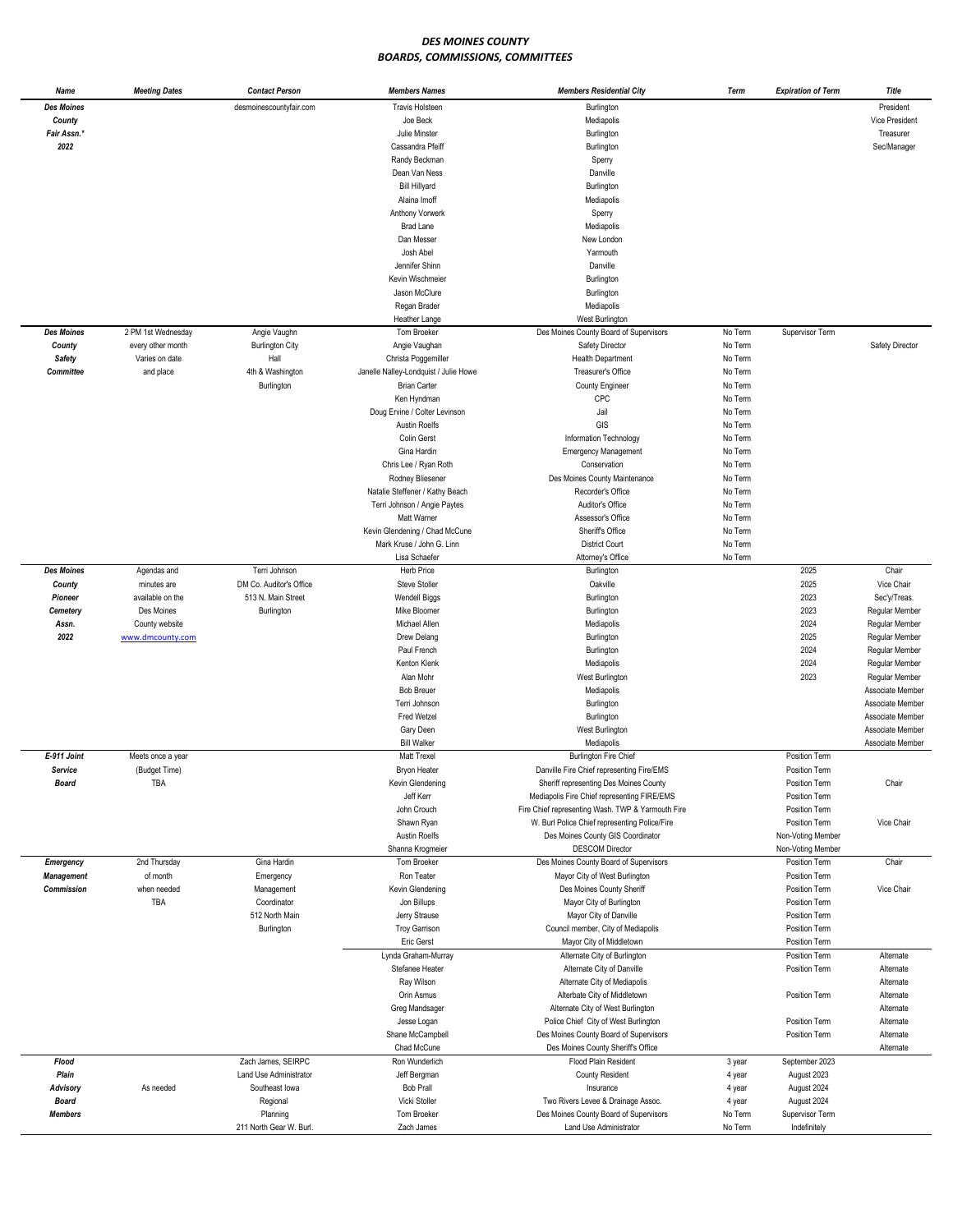# DES MOINES COUNTY
## BOARDS, COMMISSIONS, COMMITTEES

| Name | Meeting Dates | Contact Person | Members Names | Members Residential City | Term | Expiration of Term | Title |
|---|---|---|---|---|---|---|---|
| **Des Moines** | | desmoinescountyfair.com | Travis Holsteen | Burlington | | | President |
| **County** | | | Joe Beck | Mediapolis | | | Vice President |
| **Fair Assn.*** | | | Julie Minster | Burlington | | | Treasurer |
| **2022** | | | Cassandra Pfeiff | Burlington | | | Sec/Manager |
| | | | Randy Beckman | Sperry | | | |
| | | | Dean Van Ness | Danville | | | |
| | | | Bill Hillyard | Burlington | | | |
| | | | Alaina Imoff | Mediapolis | | | |
| | | | Anthony Vorwerk | Sperry | | | |
| | | | Brad Lane | Mediapolis | | | |
| | | | Dan Messer | New London | | | |
| | | | Josh Abel | Yarmouth | | | |
| | | | Jennifer Shinn | Danville | | | |
| | | | Kevin Wischmeier | Burlington | | | |
| | | | Jason McClure | Burlington | | | |
| | | | Regan Brader | Mediapolis | | | |
| | | | Heather Lange | West Burlington | | | |
| **Des Moines** | 2 PM 1st Wednesday | Angie Vaughn | Tom Broeker | Des Moines County Board of Supervisors | No Term | Supervisor Term | |
| **County** | every other month | Burlington City | Angie Vaughan | Safety Director | No Term | | Safety Director |
| **Safety** | Varies on date | Hall | Christa Poggemiller | Health Department | No Term | | |
| **Committee** | and place | 4th & Washington | Janelle Nalley-Londquist / Julie Howe | Treasurer's Office | No Term | | |
| | | Burlington | Brian Carter | County Engineer | No Term | | |
| | | | Ken Hyndman | CPC | No Term | | |
| | | | Doug Ervine / Colter Levinson | Jail | No Term | | |
| | | | Austin Roelfs | GIS | No Term | | |
| | | | Colin Gerst | Information Technology | No Term | | |
| | | | Gina Hardin | Emergency Management | No Term | | |
| | | | Chris Lee / Ryan Roth | Conservation | No Term | | |
| | | | Rodney Bliesener | Des Moines County Maintenance | No Term | | |
| | | | Natalie Steffener / Kathy Beach | Recorder's Office | No Term | | |
| | | | Terri Johnson / Angie Paytes | Auditor's Office | No Term | | |
| | | | Matt Warner | Assessor's Office | No Term | | |
| | | | Kevin Glendening / Chad McCune | Sheriff's Office | No Term | | |
| | | | Mark Kruse / John G. Linn | District Court | No Term | | |
| | | | Lisa Schaefer | Attorney's Office | No Term | | |
| **Des Moines** | Agendas and | Terri Johnson | Herb Price | Burlington | | 2025 | Chair |
| **County** | minutes are | DM Co. Auditor's Office | Steve Stoller | Oakville | | 2025 | Vice Chair |
| **Pioneer** | available on the | 513 N. Main Street | Wendell Biggs | Burlington | | 2023 | Sec'y/Treas. |
| **Cemetery** | Des Moines | Burlington | Mike Bloomer | Burlington | | 2023 | Regular Member |
| **Assn.** | County website | | Michael Allen | Mediapolis | | 2024 | Regular Member |
| **2022** | www.dmcounty.com | | Drew Delang | Burlington | | 2025 | Regular Member |
| | | | Paul French | Burlington | | 2024 | Regular Member |
| | | | Kenton Klenk | Mediapolis | | 2024 | Regular Member |
| | | | Alan Mohr | West Burlington | | 2023 | Regular Member |
| | | | Bob Breuer | Mediapolis | | | Associate Member |
| | | | Terri Johnson | Burlington | | | Associate Member |
| | | | Fred Wetzel | Burlington | | | Associate Member |
| | | | Gary Deen | West Burlington | | | Associate Member |
| | | | Bill Walker | Mediapolis | | | Associate Member |
| **E-911 Joint** | Meets once a year | | Matt Trexel | Burlington Fire Chief | | Position Term | |
| **Service** | (Budget Time) | | Bryon Heater | Danville Fire Chief representing Fire/EMS | | Position Term | |
| **Board** | TBA | | Kevin Glendening | Sheriff representing Des Moines County | | Position Term | Chair |
| | | | Jeff Kerr | Mediapolis Fire Chief representing FIRE/EMS | | Position Term | |
| | | | John Crouch | Fire Chief representing Wash. TWP & Yarmouth Fire | | Position Term | |
| | | | Shawn Ryan | W. Burl Police Chief representing Police/Fire | | Position Term | Vice Chair |
| | | | Austin Roelfs | Des Moines County GIS Coordinator | | Non-Voting Member | |
| | | | Shanna Krogmeier | DESCOM Director | | Non-Voting Member | |
| **Emergency** | 2nd Thursday | Gina Hardin | Tom Broeker | Des Moines County Board of Supervisors | | Position Term | Chair |
| **Management** | of month | Emergency | Ron Teater | Mayor City of West Burlington | | Position Term | |
| **Commission** | when needed | Management | Kevin Glendening | Des Moines County Sheriff | | Position Term | Vice Chair |
| | TBA | Coordinator | Jon Billups | Mayor City of Burlington | | Position Term | |
| | | 512 North Main | Jerry Strause | Mayor City of Danville | | Position Term | |
| | | Burlington | Troy Garrison | Council member, City of Mediapolis | | Position Term | |
| | | | Eric Gerst | Mayor City of Middletown | | Position Term | |
| | | | Lynda Graham-Murray | Alternate City of Burlington | | Position Term | Alternate |
| | | | Stefanee Heater | Alternate City of Danville | | Position Term | Alternate |
| | | | Ray Wilson | Alternate City of Mediapolis | | | Alternate |
| | | | Orin Asmus | Alterbate City of Middletown | | Position Term | Alternate |
| | | | Greg Mandsager | Alternate City of West Burlington | | | Alternate |
| | | | Jesse Logan | Police Chief City of West Burlington | | Position Term | Alternate |
| | | | Shane McCampbell | Des Moines County Board of Supervisors | | Position Term | Alternate |
| | | | Chad McCune | Des Moines County Sheriff's Office | | | Alternate |
| **Flood** | | Zach James, SEIRPC | Ron Wunderlich | Flood Plain Resident | 3 year | September 2023 | |
| **Plain** | | Land Use Administrator | Jeff Bergman | County Resident | 4 year | August 2023 | |
| **Advisory** | As needed | Southeast Iowa | Bob Prall | Insurance | 4 year | August 2024 | |
| **Board** | | Regional | Vicki Stoller | Two Rivers Levee & Drainage Assoc. | 4 year | August 2024 | |
| **Members** | | Planning | Tom Broeker | Des Moines County Board of Supervisors | No Term | Supervisor Term | |
| | | 211 North Gear W. Burl. | Zach James | Land Use Administrator | No Term | Indefinitely | |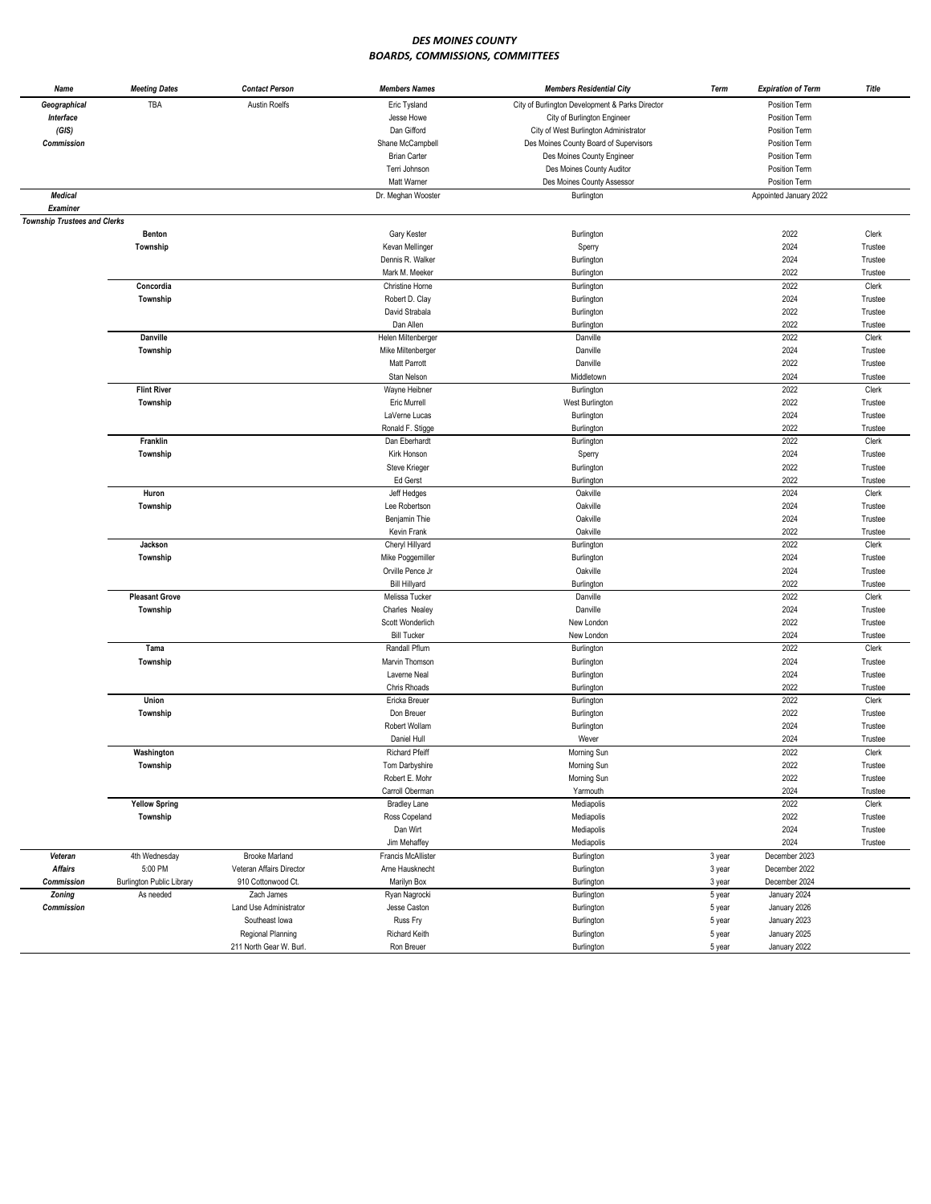# DES MOINES COUNTY
## BOARDS, COMMISSIONS, COMMITTEES

| Name | Meeting Dates | Contact Person | Members Names | Members Residential City | Term | Expiration of Term | Title |
|---|---|---|---|---|---|---|---|
| Geographical | TBA | Austin Roelfs | Eric Tysland | City of Burlington Development & Parks Director | | Position Term | |
| Interface | | | Jesse Howe | City of Burlington Engineer | | Position Term | |
| (GIS) | | | Dan Gifford | City of West Burlington Administrator | | Position Term | |
| Commission | | | Shane McCampbell | Des Moines County Board of Supervisors | | Position Term | |
| | | | Brian Carter | Des Moines County Engineer | | Position Term | |
| | | | Terri Johnson | Des Moines County Auditor | | Position Term | |
| | | | Matt Warner | Des Moines County Assessor | | Position Term | |
| Medical Examiner | | | Dr. Meghan Wooster | Burlington | | Appointed January 2022 | |
| Township Trustees and Clerks | | | | | | | |
| | Benton | | Gary Kester | Burlington | | 2022 | Clerk |
| | Township | | Kevan Mellinger | Sperry | | 2024 | Trustee |
| | | | Dennis R. Walker | Burlington | | 2024 | Trustee |
| | | | Mark M. Meeker | Burlington | | 2022 | Trustee |
| | Concordia | | Christine Horne | Burlington | | 2022 | Clerk |
| | Township | | Robert D. Clay | Burlington | | 2024 | Trustee |
| | | | David Strabala | Burlington | | 2022 | Trustee |
| | | | Dan Allen | Burlington | | 2022 | Trustee |
| | Danville | | Helen Miltenberger | Danville | | 2022 | Clerk |
| | Township | | Mike Miltenberger | Danville | | 2024 | Trustee |
| | | | Matt Parrott | Danville | | 2022 | Trustee |
| | | | Stan Nelson | Middletown | | 2024 | Trustee |
| | Flint River | | Wayne Heibner | Burlington | | 2022 | Clerk |
| | Township | | Eric Murrell | West Burlington | | 2022 | Trustee |
| | | | LaVerne Lucas | Burlington | | 2024 | Trustee |
| | | | Ronald F. Stigge | Burlington | | 2022 | Trustee |
| | Franklin | | Dan Eberhardt | Burlington | | 2022 | Clerk |
| | Township | | Kirk Honson | Sperry | | 2024 | Trustee |
| | | | Steve Krieger | Burlington | | 2022 | Trustee |
| | | | Ed Gerst | Burlington | | 2022 | Trustee |
| | Huron | | Jeff Hedges | Oakville | | 2024 | Clerk |
| | Township | | Lee Robertson | Oakville | | 2024 | Trustee |
| | | | Benjamin Thie | Oakville | | 2024 | Trustee |
| | | | Kevin Frank | Oakville | | 2022 | Trustee |
| | Jackson | | Cheryl Hillyard | Burlington | | 2022 | Clerk |
| | Township | | Mike Poggemiller | Burlington | | 2024 | Trustee |
| | | | Orville Pence Jr | Oakville | | 2024 | Trustee |
| | | | Bill Hillyard | Burlington | | 2022 | Trustee |
| | Pleasant Grove | | Melissa Tucker | Danville | | 2022 | Clerk |
| | Township | | Charles Nealey | Danville | | 2024 | Trustee |
| | | | Scott Wonderlich | New London | | 2022 | Trustee |
| | | | Bill Tucker | New London | | 2024 | Trustee |
| | Tama | | Randall Pflum | Burlington | | 2022 | Clerk |
| | Township | | Marvin Thomson | Burlington | | 2024 | Trustee |
| | | | Laverne Neal | Burlington | | 2024 | Trustee |
| | | | Chris Rhoads | Burlington | | 2022 | Trustee |
| | Union | | Ericka Breuer | Burlington | | 2022 | Clerk |
| | Township | | Don Breuer | Burlington | | 2022 | Trustee |
| | | | Robert Wollam | Burlington | | 2024 | Trustee |
| | | | Daniel Hull | Wever | | 2024 | Trustee |
| | Washington | | Richard Pfeiff | Morning Sun | | 2022 | Clerk |
| | Township | | Tom Darbyshire | Morning Sun | | 2022 | Trustee |
| | | | Robert E. Mohr | Morning Sun | | 2022 | Trustee |
| | | | Carroll Oberman | Yarmouth | | 2024 | Trustee |
| | Yellow Spring | | Bradley Lane | Mediapolis | | 2022 | Clerk |
| | Township | | Ross Copeland | Mediapolis | | 2022 | Trustee |
| | | | Dan Wirt | Mediapolis | | 2024 | Trustee |
| | | | Jim Mehaffey | Mediapolis | | 2024 | Trustee |
| Veteran | 4th Wednesday | Brooke Marland | Francis McAllister | Burlington | 3 year | December 2023 | |
| Affairs | 5:00 PM | Veteran Affairs Director | Arne Hausknecht | Burlington | 3 year | December 2022 | |
| Commission | Burlington Public Library | 910 Cottonwood Ct. | Marilyn Box | Burlington | 3 year | December 2024 | |
| Zoning | As needed | Zach James | Ryan Nagrocki | Burlington | 5 year | January 2024 | |
| Commission | | Land Use Administrator | Jesse Caston | Burlington | 5 year | January 2026 | |
| | | Southeast Iowa | Russ Fry | Burlington | 5 year | January 2023 | |
| | | Regional Planning | Richard Keith | Burlington | 5 year | January 2025 | |
| | | 211 North Gear W. Burl. | Ron Breuer | Burlington | 5 year | January 2022 | |